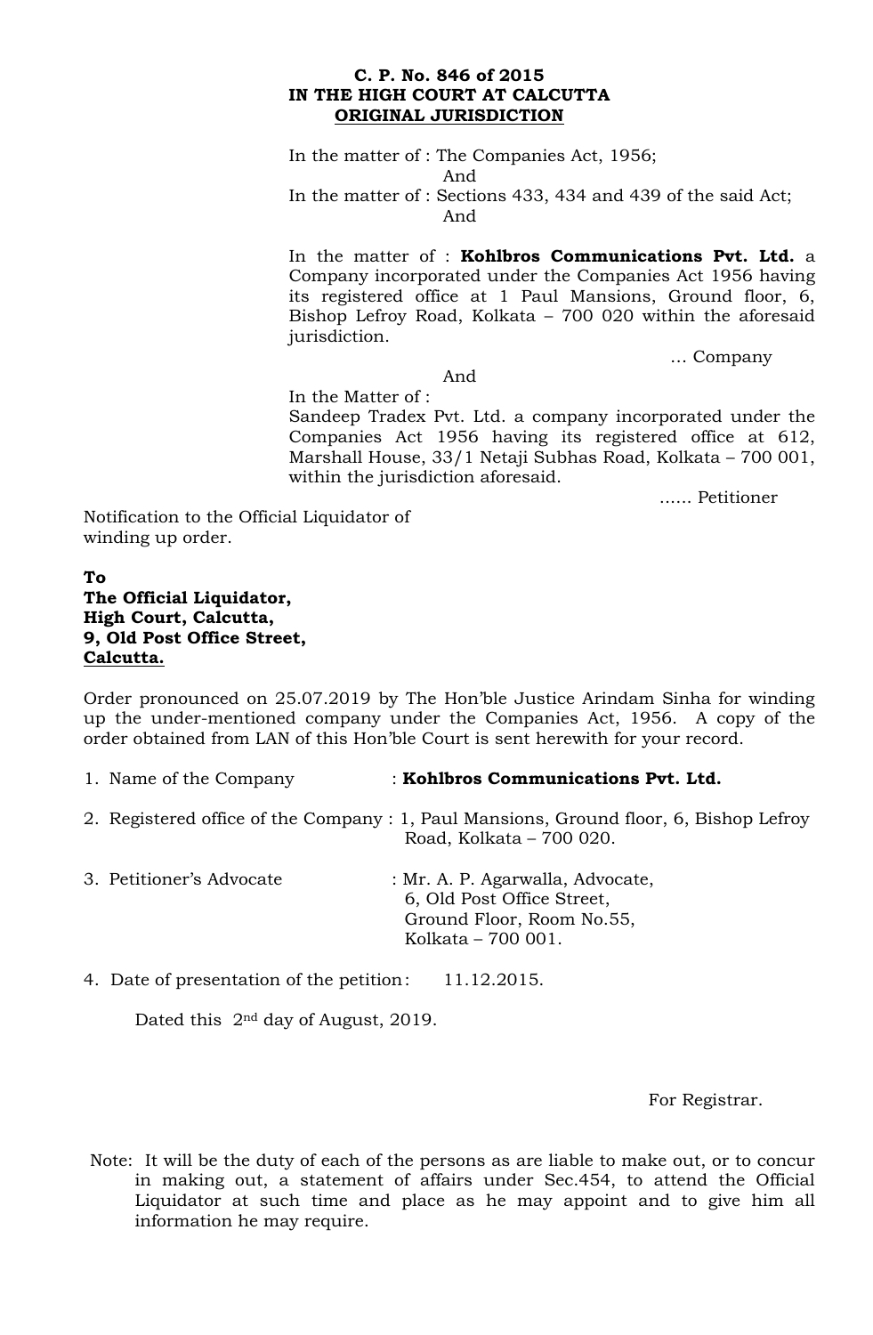**C. P. No. 846 of 2015**
**IN THE HIGH COURT AT CALCUTTA**
**ORIGINAL JURISDICTION**

In the matter of : The Companies Act, 1956;

And

In the matter of : Sections 433, 434 and 439 of the said Act;

And

In the matter of : **Kohlbros Communications Pvt. Ltd.** a Company incorporated under the Companies Act 1956 having its registered office at 1 Paul Mansions, Ground floor, 6, Bishop Lefroy Road, Kolkata – 700 020 within the aforesaid jurisdiction.

... Company

And

In the Matter of :

Sandeep Tradex Pvt. Ltd. a company incorporated under the Companies Act 1956 having its registered office at 612, Marshall House, 33/1 Netaji Subhas Road, Kolkata – 700 001, within the jurisdiction aforesaid.

...... Petitioner

Notification to the Official Liquidator of winding up order.

**To**
**The Official Liquidator,**
**High Court, Calcutta,**
**9, Old Post Office Street,**
**Calcutta.**

Order pronounced on 25.07.2019 by The Hon'ble Justice Arindam Sinha for winding up the under-mentioned company under the Companies Act, 1956. A copy of the order obtained from LAN of this Hon'ble Court is sent herewith for your record.

1. Name of the Company : **Kohlbros Communications Pvt. Ltd.**
2. Registered office of the Company : 1, Paul Mansions, Ground floor, 6, Bishop Lefroy Road, Kolkata – 700 020.
3. Petitioner's Advocate : Mr. A. P. Agarwalla, Advocate, 6, Old Post Office Street, Ground Floor, Room No.55, Kolkata – 700 001.
4. Date of presentation of the petition : 11.12.2015.

Dated this 2nd day of August, 2019.

For Registrar.

Note: It will be the duty of each of the persons as are liable to make out, or to concur in making out, a statement of affairs under Sec.454, to attend the Official Liquidator at such time and place as he may appoint and to give him all information he may require.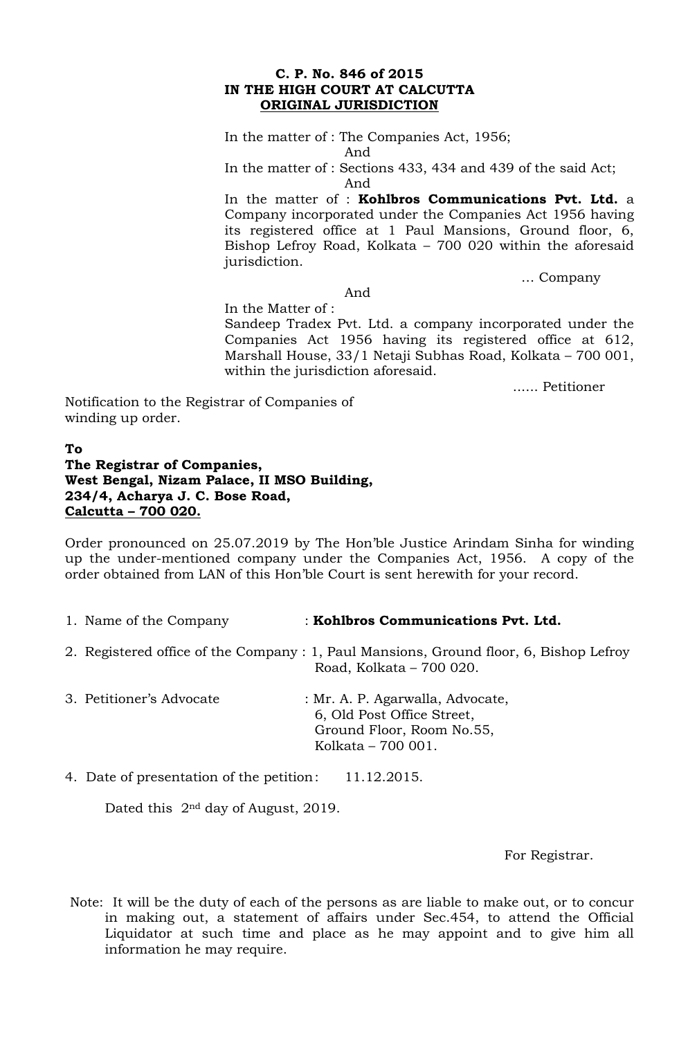**C. P. No. 846 of 2015**
**IN THE HIGH COURT AT CALCUTTA**
**ORIGINAL JURISDICTION**

In the matter of : The Companies Act, 1956;

And

In the matter of : Sections 433, 434 and 439 of the said Act;

And

In the matter of : **Kohlbros Communications Pvt. Ltd.** a Company incorporated under the Companies Act 1956 having its registered office at 1 Paul Mansions, Ground floor, 6, Bishop Lefroy Road, Kolkata – 700 020 within the aforesaid jurisdiction.

… Company

And

In the Matter of :
Sandeep Tradex Pvt. Ltd. a company incorporated under the Companies Act 1956 having its registered office at 612, Marshall House, 33/1 Netaji Subhas Road, Kolkata – 700 001, within the jurisdiction aforesaid.

…… Petitioner

Notification to the Registrar of Companies of winding up order.

**To**
**The Registrar of Companies,**
**West Bengal, Nizam Palace, II MSO Building,**
**234/4, Acharya J. C. Bose Road,**
**Calcutta – 700 020.**

Order pronounced on 25.07.2019 by The Hon'ble Justice Arindam Sinha for winding up the under-mentioned company under the Companies Act, 1956. A copy of the order obtained from LAN of this Hon'ble Court is sent herewith for your record.

1. Name of the Company : **Kohlbros Communications Pvt. Ltd.**
2. Registered office of the Company : 1, Paul Mansions, Ground floor, 6, Bishop Lefroy Road, Kolkata – 700 020.
3. Petitioner's Advocate : Mr. A. P. Agarwalla, Advocate, 6, Old Post Office Street, Ground Floor, Room No.55, Kolkata – 700 001.
4. Date of presentation of the petition : 11.12.2015.

Dated this 2nd day of August, 2019.

For Registrar.

Note: It will be the duty of each of the persons as are liable to make out, or to concur in making out, a statement of affairs under Sec.454, to attend the Official Liquidator at such time and place as he may appoint and to give him all information he may require.